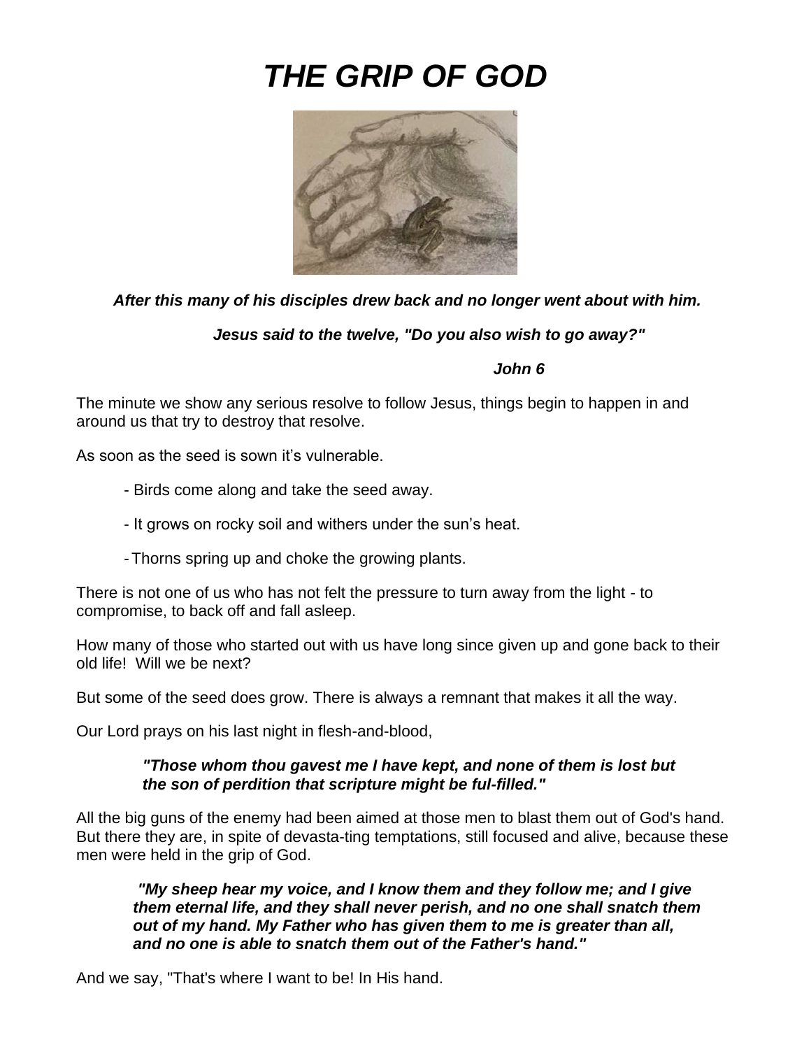# *THE GRIP OF GOD*

***After this many of his disciples drew back and no longer went about with him.***

***Jesus said to the twelve, "Do you also wish to go away?"***

***John 6***

The minute we show any serious resolve to follow Jesus, things begin to happen in and around us that try to destroy that resolve.

As soon as the seed is sown it's vulnerable.

- Birds come along and take the seed away.
- It grows on rocky soil and withers under the sun's heat.
- Thorns spring up and choke the growing plants.

There is not one of us who has not felt the pressure to turn away from the light - to compromise, to back off and fall asleep.

How many of those who started out with us have long since given up and gone back to their old life! Will we be next?

But some of the seed does grow. There is always a remnant that makes it all the way.

Our Lord prays on his last night in flesh-and-blood,

> ***"Those whom thou gavest me I have kept, and none of them is lost but the son of perdition that scripture might be ful-filled."***

All the big guns of the enemy had been aimed at those men to blast them out of God's hand. But there they are, in spite of devasta-ting temptations, still focused and alive, because these men were held in the grip of God.

> ***"My sheep hear my voice, and I know them and they follow me; and I give them eternal life, and they shall never perish, and no one shall snatch them out of my hand. My Father who has given them to me is greater than all, and no one is able to snatch them out of the Father's hand."***

And we say, "That's where I want to be! In His hand.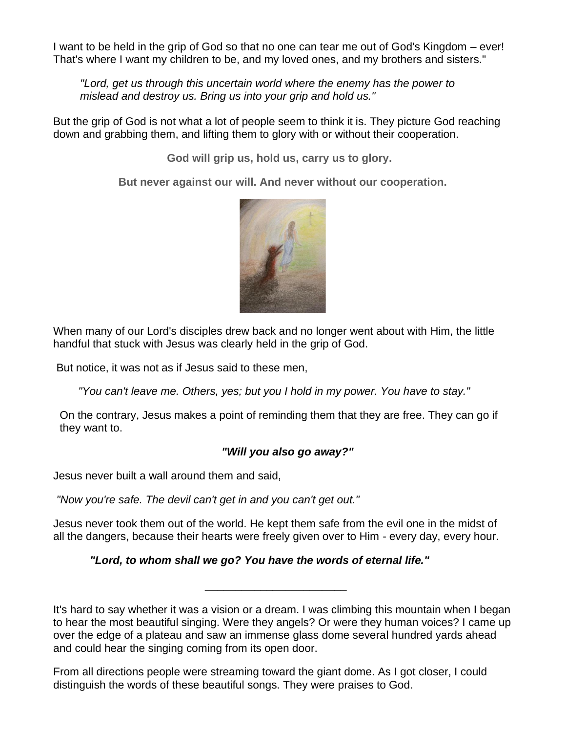I want to be held in the grip of God so that no one can tear me out of God's Kingdom – ever! That's where I want my children to be, and my loved ones, and my brothers and sisters."

> *"Lord, get us through this uncertain world where the enemy has the power to mislead and destroy us. Bring us into your grip and hold us."*

But the grip of God is not what a lot of people seem to think it is. They picture God reaching down and grabbing them, and lifting them to glory with or without their cooperation.

**God will grip us, hold us, carry us to glory.**

**But never against our will. And never without our cooperation.**

When many of our Lord's disciples drew back and no longer went about with Him, the little handful that stuck with Jesus was clearly held in the grip of God.

But notice, it was not as if Jesus said to these men,

> *"You can't leave me. Others, yes; but you I hold in my power. You have to stay."*

On the contrary, Jesus makes a point of reminding them that they are free. They can go if they want to.

***"Will you also go away?"***

Jesus never built a wall around them and said,

*"Now you're safe. The devil can't get in and you can't get out."*

Jesus never took them out of the world. He kept them safe from the evil one in the midst of all the dangers, because their hearts were freely given over to Him - every day, every hour.

***"Lord, to whom shall we go? You have the words of eternal life."***

---

It's hard to say whether it was a vision or a dream. I was climbing this mountain when I began to hear the most beautiful singing. Were they angels? Or were they human voices? I came up over the edge of a plateau and saw an immense glass dome several hundred yards ahead and could hear the singing coming from its open door.

From all directions people were streaming toward the giant dome. As I got closer, I could distinguish the words of these beautiful songs. They were praises to God.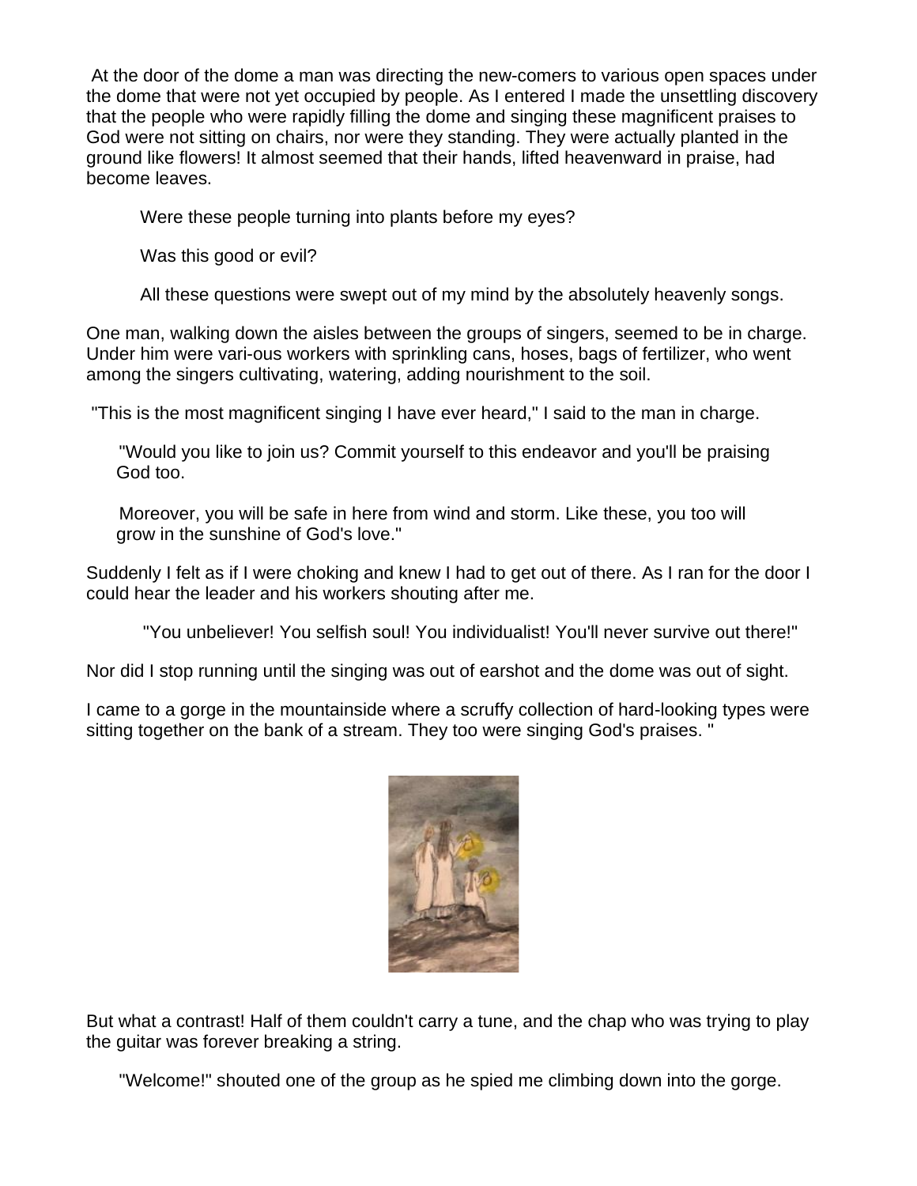At the door of the dome a man was directing the new-comers to various open spaces under the dome that were not yet occupied by people. As I entered I made the unsettling discovery that the people who were rapidly filling the dome and singing these magnificent praises to God were not sitting on chairs, nor were they standing. They were actually planted in the ground like flowers! It almost seemed that their hands, lifted heavenward in praise, had become leaves.

Were these people turning into plants before my eyes?

Was this good or evil?

All these questions were swept out of my mind by the absolutely heavenly songs.

One man, walking down the aisles between the groups of singers, seemed to be in charge. Under him were vari-ous workers with sprinkling cans, hoses, bags of fertilizer, who went among the singers cultivating, watering, adding nourishment to the soil.

"This is the most magnificent singing I have ever heard," I said to the man in charge.

"Would you like to join us? Commit yourself to this endeavor and you'll be praising God too.

Moreover, you will be safe in here from wind and storm. Like these, you too will grow in the sunshine of God's love."

Suddenly I felt as if I were choking and knew I had to get out of there. As I ran for the door I could hear the leader and his workers shouting after me.

"You unbeliever! You selfish soul! You individualist! You'll never survive out there!"

Nor did I stop running until the singing was out of earshot and the dome was out of sight.

I came to a gorge in the mountainside where a scruffy collection of hard-looking types were sitting together on the bank of a stream. They too were singing God's praises. "

But what a contrast! Half of them couldn't carry a tune, and the chap who was trying to play the guitar was forever breaking a string.

"Welcome!" shouted one of the group as he spied me climbing down into the gorge.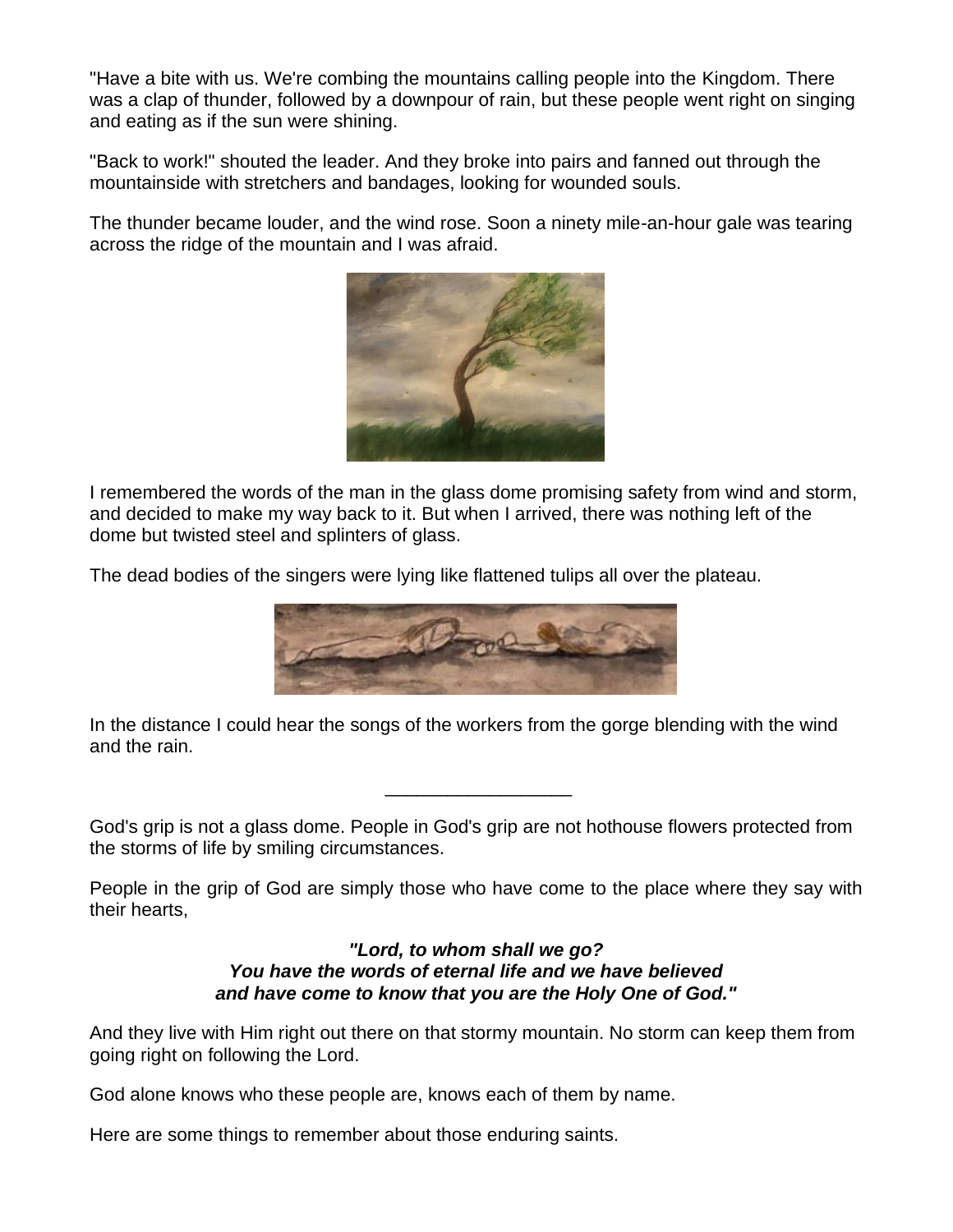"Have a bite with us. We're combing the mountains calling people into the Kingdom. There was a clap of thunder, followed by a downpour of rain, but these people went right on singing and eating as if the sun were shining.

"Back to work!" shouted the leader. And they broke into pairs and fanned out through the mountainside with stretchers and bandages, looking for wounded souls.

The thunder became louder, and the wind rose. Soon a ninety mile-an-hour gale was tearing across the ridge of the mountain and I was afraid.

I remembered the words of the man in the glass dome promising safety from wind and storm, and decided to make my way back to it. But when I arrived, there was nothing left of the dome but twisted steel and splinters of glass.

The dead bodies of the singers were lying like flattened tulips all over the plateau.

In the distance I could hear the songs of the workers from the gorge blending with the wind and the rain.

---

God's grip is not a glass dome. People in God's grip are not hothouse flowers protected from the storms of life by smiling circumstances.

People in the grip of God are simply those who have come to the place where they say with their hearts,

***"Lord, to whom shall we go?***
***You have the words of eternal life and we have believed***
***and have come to know that you are the Holy One of God."***

And they live with Him right out there on that stormy mountain. No storm can keep them from going right on following the Lord.

God alone knows who these people are, knows each of them by name.

Here are some things to remember about those enduring saints.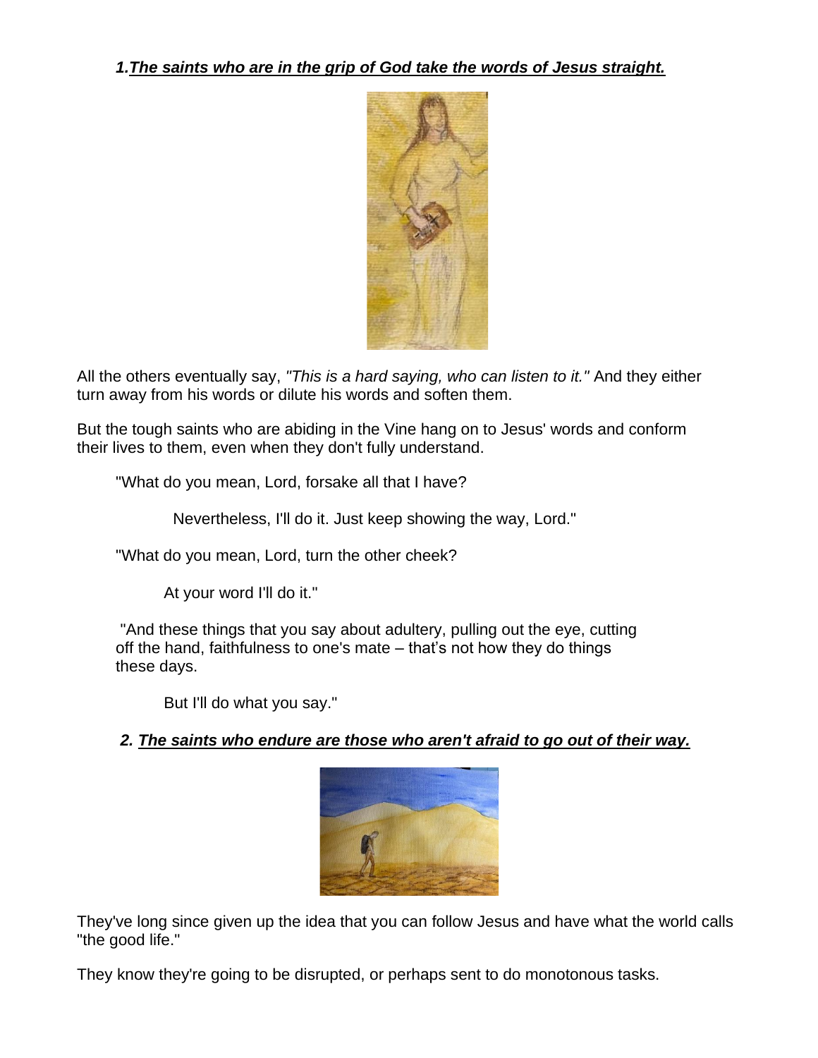***1.The saints who are in the grip of God take the words of Jesus straight.***

All the others eventually say, *"This is a hard saying, who can listen to it."* And they either turn away from his words or dilute his words and soften them.

But the tough saints who are abiding in the Vine hang on to Jesus' words and conform their lives to them, even when they don't fully understand.

> "What do you mean, Lord, forsake all that I have?
>
> Nevertheless, I'll do it. Just keep showing the way, Lord."
>
> "What do you mean, Lord, turn the other cheek?
>
> At your word I'll do it."
>
> "And these things that you say about adultery, pulling out the eye, cutting off the hand, faithfulness to one's mate – that's how they do things these days.
>
> But I'll do what you say."

***2. The saints who endure are those who aren't afraid to go out of their way.***

They've long since given up the idea that you can follow Jesus and have what the world calls "the good life."

They know they're going to be disrupted, or perhaps sent to do monotonous tasks.

***1.The saints who are in the grip of God take the words of Jesus straight.***

All the others eventually say, *"This is a hard saying, who can listen to it."* And they either turn away from his words or dilute his words and soften them.

But the tough saints who are abiding in the Vine hang on to Jesus' words and conform their lives to them, even when they don't fully understand.

> "What do you mean, Lord, forsake all that I have?
>
> Nevertheless, I'll do it. Just keep showing the way, Lord."
>
> "What do you mean, Lord, turn the other cheek?
>
> At your word I'll do it."
>
> "And these things that you say about adultery, pulling out the eye, cutting off the hand, faithfulness to one's mate – that's not how they do things these days.
>
> But I'll do what you say."

***2. The saints who endure are those who aren't afraid to go out of their way.***

They've long since given up the idea that you can follow Jesus and have what the world calls "the good life."

They know they're going to be disrupted, or perhaps sent to do monotonous tasks.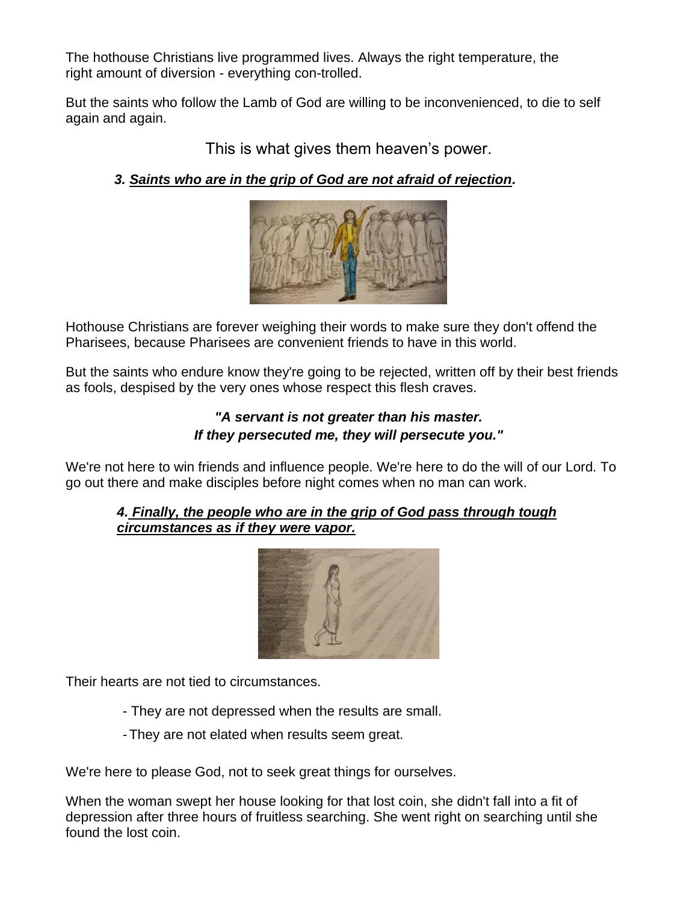The hothouse Christians live programmed lives. Always the right temperature, the right amount of diversion - everything con-trolled.

But the saints who follow the Lamb of God are willing to be inconvenienced, to die to self again and again.

This is what gives them heaven's power.

### *3. Saints who are in the grip of God are not afraid of rejection.*

Hothouse Christians are forever weighing their words to make sure they don't offend the Pharisees, because Pharisees are convenient friends to have in this world.

But the saints who endure know they're going to be rejected, written off by their best friends as fools, despised by the very ones whose respect this flesh craves.

***"A servant is not greater than his master.***
***If they persecuted me, they will persecute you."***

We're not here to win friends and influence people. We're here to do the will of our Lord. To go out there and make disciples before night comes when no man can work.

### *4. Finally, the people who are in the grip of God pass through tough circumstances as if they were vapor.*

Their hearts are not tied to circumstances.

- They are not depressed when the results are small.
- They are not elated when results seem great.

We're here to please God, not to seek great things for ourselves.

When the woman swept her house looking for that lost coin, she didn't fall into a fit of depression after three hours of fruitless searching. She went right on searching until she found the lost coin.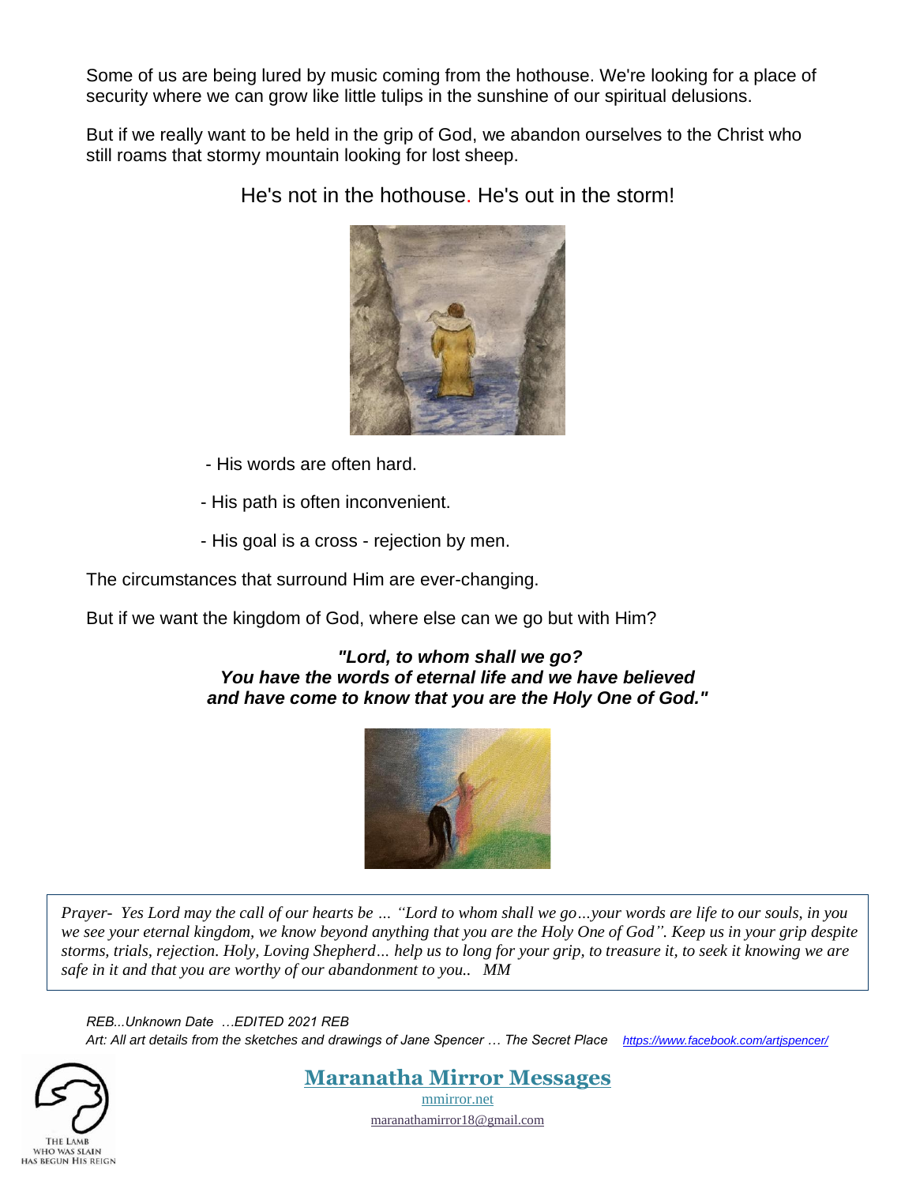Some of us are being lured by music coming from the hothouse. We're looking for a place of security where we can grow like little tulips in the sunshine of our spiritual delusions.

But if we really want to be held in the grip of God, we abandon ourselves to the Christ who still roams that stormy mountain looking for lost sheep.

He's not in the hothouse. He's out in the storm!

- His words are often hard.
- His path is often inconvenient.
- His goal is a cross - rejection by men.

The circumstances that surround Him are ever-changing.

But if we want the kingdom of God, where else can we go but with Him?

***"Lord, to whom shall we go?
You have the words of eternal life and we have believed
and have come to know that you are the Holy One of God."***

*Prayer- Yes Lord may the call of our hearts be … "Lord to whom shall we go…your words are life to our souls, in you we see your eternal kingdom, we know beyond anything that you are the Holy One of God". Keep us in your grip despite storms, trials, rejection. Holy, Loving Shepherd… help us to long for your grip, to treasure it, to seek it knowing we are safe in it and that you are worthy of our abandonment to you.. MM*

*REB...Unknown Date …EDITED 2021 REB*
*Art: All art details from the sketches and drawings of Jane Spencer … The Secret Place* https://www.facebook.com/artjspencer/

THE LAMB WHO WAS SLAIN HAS BEGUN HIS REIGN

**Maranatha Mirror Messages**
mmirror.net
maranathamirror18@gmail.com